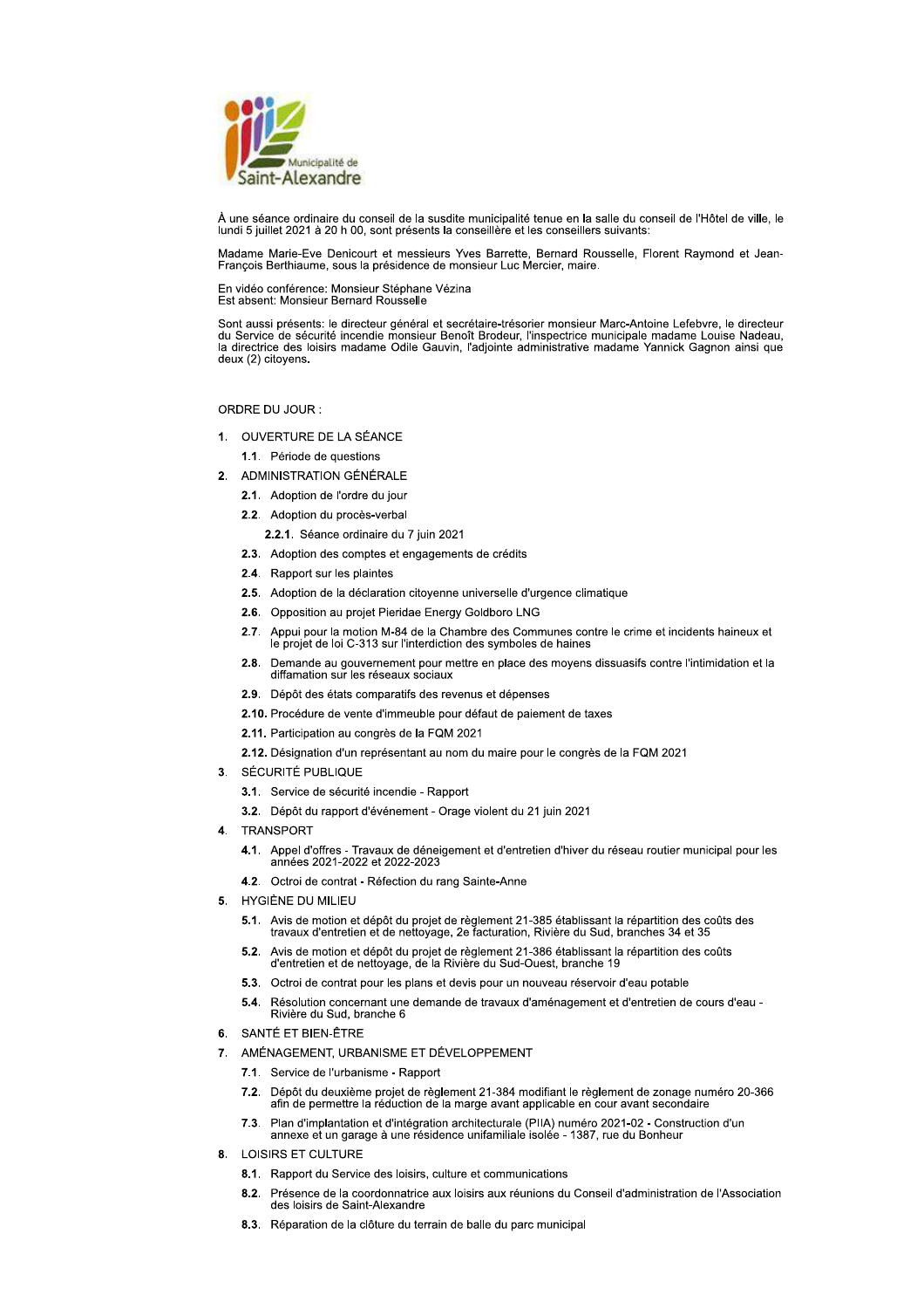Municipalité de Saint-Alexandre

À une séance ordinaire du conseil de la susdite municipalité tenue en la salle du conseil de l'Hôtel de ville, le lundi 5 juillet 2021 à 20 h 00, sont présents la conseillère et les conseillers suivants:

Madame Marie-Eve Denicourt et messieurs Yves Barrette, Bernard Rousselle, Florent Raymond et Jean-François Berthiaume, sous la présidence de monsieur Luc Mercier, maire.

En vidéo conférence: Monsieur Stéphane Vézina
Est absent: Monsieur Bernard Rousselle

Sont aussi présents: le directeur général et secrétaire-trésorier monsieur Marc-Antoine Lefebvre, le directeur du Service de sécurité incendie monsieur Benoît Brodeur, l'inspectrice municipale madame Louise Nadeau, la directrice des loisirs madame Odile Gauvin, l'adjointe administrative madame Yannick Gagnon ainsi que deux (2) citoyens.

ORDRE DU JOUR :

1. OUVERTURE DE LA SÉANCE
   - 1.1. Période de questions
2. ADMINISTRATION GÉNÉRALE
   - **2.1.** Adoption de l'ordre du jour
   - **2.2.** Adoption du procès-verbal
     - **2.2.1.** Séance ordinaire du 7 juin 2021
   - **2.3.** Adoption des comptes et engagements de crédits
   - **2.4.** Rapport sur les plaintes
   - **2.5.** Adoption de la déclaration citoyenne universelle d'urgence climatique
   - **2.6.** Opposition au projet Pieridae Energy Goldboro LNG
   - **2.7.** Appui pour la motion M-84 de la Chambre des Communes contre le crime et incidents haineux et le projet de loi C-313 sur l'interdiction des symboles de haines
   - **2.8.** Demande au gouvernement pour mettre en place des moyens dissuasifs contre l'intimidation et la diffamation sur les réseaux sociaux
   - **2.9.** Dépôt des états comparatifs des revenus et dépenses
   - **2.10.** Procédure de vente d'immeuble pour défaut de paiement de taxes
   - **2.11.** Participation au congrès de la FQM 2021
   - **2.12.** Désignation d'un représentant au nom du maire pour le congrès de la FQM 2021
3. SÉCURITÉ PUBLIQUE
   - **3.1.** Service de sécurité incendie - Rapport
   - **3.2.** Dépôt du rapport d'événement - Orage violent du 21 juin 2021
4. TRANSPORT
   - **4.1.** Appel d'offres - Travaux de déneigement et d'entretien d'hiver du réseau routier municipal pour les années 2021-2022 et 2022-2023
   - **4.2.** Octroi de contrat - Réfection du rang Sainte-Anne
5. HYGIÈNE DU MILIEU
   - **5.1.** Avis de motion et dépôt du projet de règlement 21-385 établissant la répartition des coûts des travaux d'entretien et de nettoyage, 2e facturation, Rivière du Sud, branches 34 et 35
   - **5.2.** Avis de motion et dépôt du projet de règlement 21-386 établissant la répartition des coûts d'entretien et de nettoyage, de la Rivière du Sud-Ouest, branche 19
   - **5.3.** Octroi de contrat pour les plans et devis pour un nouveau réservoir d'eau potable
   - **5.4.** Résolution concernant une demande de travaux d'aménagement et d'entretien de cours d'eau - Rivière du Sud, branche 6
6. SANTÉ ET BIEN-ÊTRE
7. AMÉNAGEMENT, URBANISME ET DÉVELOPPEMENT
   - **7.1.** Service de l'urbanisme - Rapport
   - **7.2.** Dépôt du deuxième projet de règlement 21-384 modifiant le règlement de zonage numéro 20-366 afin de permettre la réduction de la marge avant applicable en cour avant secondaire
   - **7.3.** Plan d'implantation et d'intégration architecturale (PIIA) numéro 2021-02 - Construction d'un annexe et un garage à une résidence unifamiliale isolée - 1387, rue du Bonheur
8. LOISIRS ET CULTURE
   - **8.1.** Rapport du Service des loisirs, culture et communications
   - **8.2.** Présence de la coordonnatrice aux loisirs aux réunions du Conseil d'administration de l'Association des loisirs de Saint-Alexandre
   - **8.3.** Réparation de la clôture du terrain de balle du parc municipal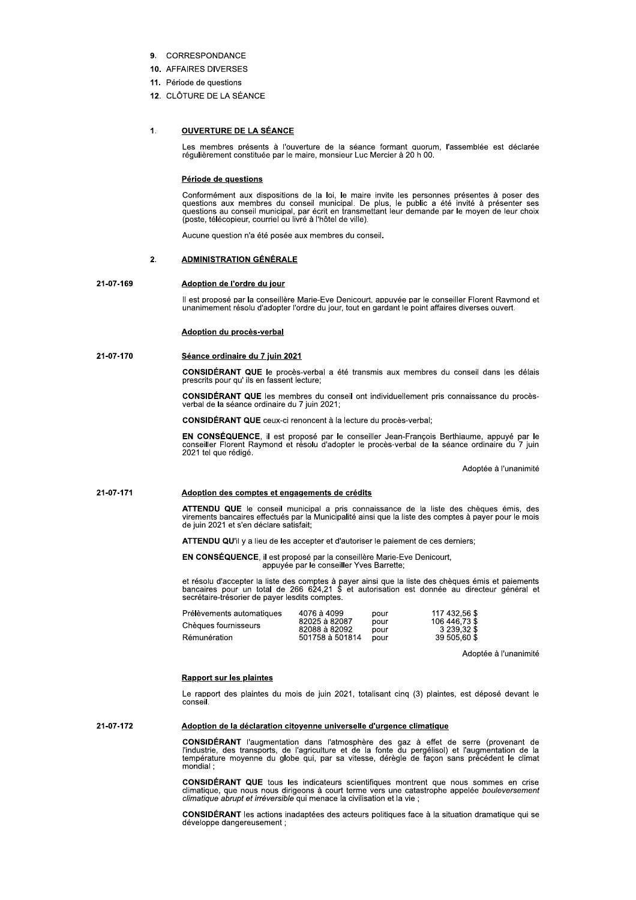9. CORRESPONDANCE
10. AFFAIRES DIVERSES
11. Période de questions
12. CLÔTURE DE LA SÉANCE

## 1. OUVERTURE DE LA SÉANCE

Les membres présents à l'ouverture de la séance formant quorum, l'assemblée est déclarée régulièrement constituée par le maire, monsieur Luc Mercier à 20 h 00.

### Période de questions

Conformément aux dispositions de la loi, le maire invite les personnes présentes à poser des questions aux membres du conseil municipal. De plus, le public a été invité à présenter ses questions au conseil municipal, par écrit en transmettant leur demande par le moyen de leur choix (poste, télécopieur, courriel ou livré à l'hôtel de ville).

Aucune question n'a été posée aux membres du conseil.

## 2. ADMINISTRATION GÉNÉRALE

**21-07-169**

### Adoption de l'ordre du jour

Il est proposé par la conseillère Marie-Eve Denicourt, appuyée par le conseiller Florent Raymond et unanimement résolu d'adopter l'ordre du jour, tout en gardant le point affaires diverses ouvert.

### Adoption du procès-verbal

**21-07-170**

### Séance ordinaire du 7 juin 2021

**CONSIDÉRANT QUE** le procès-verbal a été transmis aux membres du conseil dans les délais prescrits pour qu' ils en fassent lecture;

**CONSIDÉRANT QUE** les membres du conseil ont individuellement pris connaissance du procès-verbal de la séance ordinaire du 7 juin 2021;

**CONSIDÉRANT QUE** ceux-ci renoncent à la lecture du procès-verbal;

**EN CONSÉQUENCE**, il est proposé par le conseiller Jean-François Berthiaume, appuyé par le conseiller Florent Raymond et résolu d'adopter le procès-verbal de la séance ordinaire du 7 juin 2021 tel que rédigé.

Adoptée à l'unanimité

**21-07-171**

### Adoption des comptes et engagements de crédits

**ATTENDU QUE** le conseil municipal a pris connaissance de la liste des chèques émis, des virements bancaires effectués par la Municipalité ainsi que la liste des comptes à payer pour le mois de juin 2021 et s'en déclare satisfait;

**ATTENDU QU'**il y a lieu de les accepter et d'autoriser le paiement de ces derniers;

**EN CONSÉQUENCE**, il est proposé par la conseillère Marie-Eve Denicourt,
appuyée par le conseiller Yves Barrette;

et résolu d'accepter la liste des comptes à payer ainsi que la liste des chèques émis et paiements bancaires pour un total de 266 624,21 $ et autorisation est donnée au directeur général et secrétaire-trésorier de payer lesdits comptes.

| | | | |
|---|---|---|---|
| Prélèvements automatiques | 4076 à 4099 | pour | 117 432,56 $ |
| Chèques fournisseurs | 82025 à 82087 | pour | 106 446,73 $ |
| | 82088 à 82092 | pour | 3 239,32 $ |
| Rémunération | 501758 à 501814 | pour | 39 505,60 $ |

Adoptée à l'unanimité

### Rapport sur les plaintes

Le rapport des plaintes du mois de juin 2021, totalisant cinq (3) plaintes, est déposé devant le conseil.

**21-07-172**

### Adoption de la déclaration citoyenne universelle d'urgence climatique

**CONSIDÉRANT** l'augmentation dans l'atmosphère des gaz à effet de serre (provenant de l'industrie, des transports, de l'agriculture et de la fonte du pergélisol) et l'augmentation de la température moyenne du globe qui, par sa vitesse, dérègle de façon sans précédent le climat mondial ;

**CONSIDÉRANT QUE** tous les indicateurs scientifiques montrent que nous sommes en crise climatique, que nous nous dirigeons à court terme vers une catastrophe appelée *bouleversement climatique abrupt et irréversible* qui menace la civilisation et la vie ;

**CONSIDÉRANT** les actions inadaptées des acteurs politiques face à la situation dramatique qui se développe dangereusement ;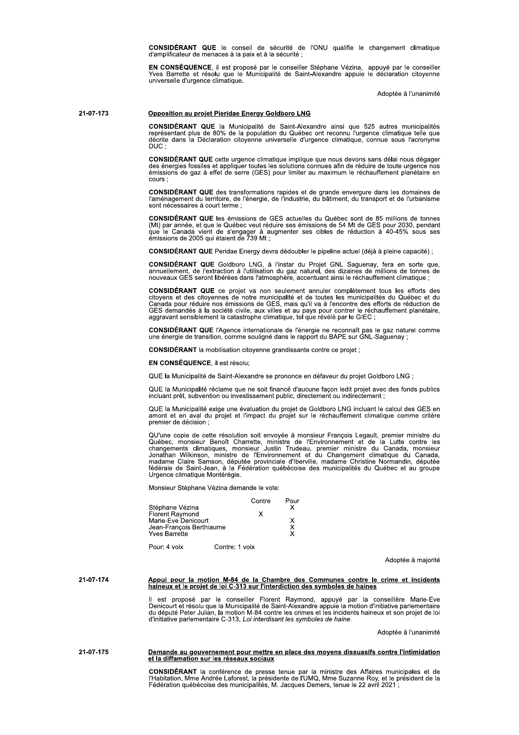**CONSIDÉRANT QUE** le conseil de sécurité de l'ONU qualifie le changement climatique d'amplificateur de menaces à la paix et à la sécurité ;

**EN CONSÉQUENCE**, il est proposé par le conseiller Stéphane Vézina, appuyé par le conseiller Yves Barrette et résolu que le Municipalité de Saint-Alexandre appuie le déclaration citoyenne universelle d'urgence climatique.

Adoptée à l'unanimité

21-07-173

**Opposition au projet Pieridae Energy Goldboro LNG**

**CONSIDÉRANT QUE** la Municipalité de Saint-Alexandre ainsi que 525 autres municipalités représentant plus de 80% de la population du Québec ont reconnu l'urgence climatique telle que décrite dans la Déclaration citoyenne universelle d'urgence climatique, connue sous l'acronyme DUC ;

**CONSIDÉRANT QUE** cette urgence climatique implique que nous devons sans délai nous dégager des énergies fossiles et appliquer toutes les solutions connues afin de réduire de toute urgence nos émissions de gaz à effet de serre (GES) pour limiter au maximum le réchauffement planétaire en cours ;

**CONSIDÉRANT QUE** des transformations rapides et de grande envergure dans les domaines de l'aménagement du territoire, de l'énergie, de l'industrie, du bâtiment, du transport et de l'urbanisme sont nécessaires à court terme ;

**CONSIDÉRANT QUE** les émissions de GES actuelles du Québec sont de 85 millions de tonnes (Mt) par année, et que le Québec veut réduire ses émissions de 54 Mt de GES pour 2030, pendant que le Canada vient de s'engager à augmenter ses cibles de réduction à 40-45% sous ses émissions de 2005 qui étaient de 739 Mt ;

**CONSIDÉRANT QUE** Peridae Energy devra dédoubler le pipeline actuel (déjà à pleine capacité) ;

**CONSIDÉRANT QUE** Goldboro LNG, à l'instar du Projet GNL Saguenay, fera en sorte que, annuellement, de l'extraction à l'utilisation du gaz naturel, des dizaines de millions de tonnes de nouveaux GES seront libérées dans l'atmosphère, accentuant ainsi le réchauffement climatique ;

**CONSIDÉRANT QUE** ce projet va non seulement annuler complètement tous les efforts des citoyens et des citoyennes de notre municipalité et de toutes les municipalités du Québec et du Canada pour réduire nos émissions de GES, mais qu'il va à l'encontre des efforts de réduction de GES demandés à la société civile, aux villes et au pays pour contrer le réchauffement planétaire, aggravant sensiblement la catastrophe climatique, tel que révélé par le GIEC ;

**CONSIDÉRANT QUE** l'Agence internationale de l'énergie ne reconnaît pas le gaz naturel comme une énergie de transition, comme souligné dans le rapport du BAPE sur GNL-Saguenay ;

**CONSIDÉRANT** la mobilisation citoyenne grandissante contre ce projet ;

**EN CONSÉQUENCE**, il est résolu;

QUE la Municipalité de Saint-Alexandre se prononce en défaveur du projet Goldboro LNG ;

QUE la Municipalité réclame que ne soit financé d'aucune façon ledit projet avec des fonds publics incluant prêt, subvention ou investissement public, directement ou indirectement ;

QUE la Municipalité exige une évaluation du projet de Goldboro LNG incluant le calcul des GES en amont et en aval du projet et l'impact du projet sur le réchauffement climatique comme critère premier de décision ;

QU'une copie de cette résolution soit envoyée à monsieur François Legault, premier ministre du Québec, monsieur Benoît Charrette, ministre de l'Environnement et de la Lutte contre les changements climatiques, monsieur Justin Trudeau, premier ministre du Canada, monsieur Jonathan Wilkinson, ministre de l'Environnement et du Changement climatique du Canada, madame Claire Samson, députée provinciale d'Iberville, madame Christine Normandin, députée fédérale de Saint-Jean, à la Fédération québécoise des municipalités du Québec et au groupe Urgence climatique Montérégie.

Monsieur Stéphane Vézina demande le vote:

| | Contre | Pour |
|---|---|---|
| Stéphane Vézina | | X |
| Florent Raymond | X | |
| Marie-Eve Denicourt | | X |
| Jean-François Berthiaume | | X |
| Yves Barrette | | X |

Pour: 4 voix Contre: 1 voix

Adoptée à majorité

21-07-174

**Appui pour la motion M-84 de la Chambre des Communes contre le crime et incidents haineux et le projet de loi C-313 sur l'interdiction des symboles de haines**

Il est proposé par le conseiller Florent Raymond, appuyé par la conseillère Marie-Eve Denicourt et résolu que la Municipalité de Saint-Alexandre appuie la motion d'initiative parlementaire du député Peter Julian, la motion M-84 contre les crimes et les incidents haineux et son projet de loi d'initiative parlementaire C-313, *Loi interdisant les symboles de haine*.

Adoptée à l'unanimité

21-07-175

**Demande au gouvernement pour mettre en place des moyens dissuasifs contre l'intimidation et la diffamation sur les réseaux sociaux**

**CONSIDÉRANT** la conférence de presse tenue par la ministre des Affaires municipales et de l'Habitation, Mme Andrée Laforest, la présidente de l'UMQ, Mme Suzanne Roy, et le président de la Fédération québécoise des municipalités, M. Jacques Demers, tenue le 22 avril 2021 ;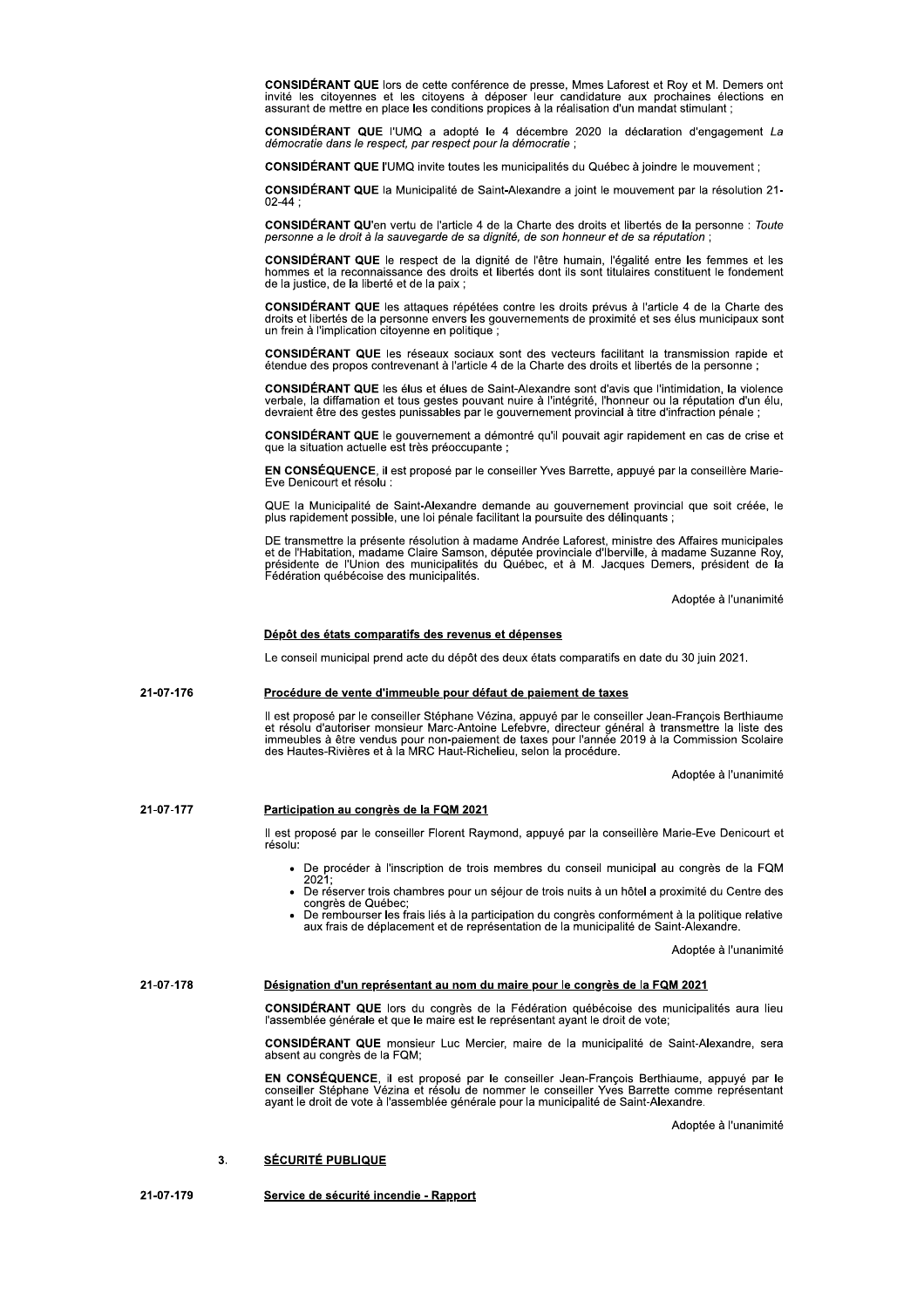**CONSIDÉRANT QUE** lors de cette conférence de presse, Mmes Laforest et Roy et M. Demers ont invité les citoyennes et les citoyens à déposer leur candidature aux prochaines élections en assurant de mettre en place les conditions propices à la réalisation d'un mandat stimulant ;

**CONSIDÉRANT QUE** l'UMQ a adopté le 4 décembre 2020 la déclaration d'engagement *La démocratie dans le respect, par respect pour la démocratie* ;

**CONSIDÉRANT QUE** l'UMQ invite toutes les municipalités du Québec à joindre le mouvement ;

**CONSIDÉRANT QUE** la Municipalité de Saint-Alexandre a joint le mouvement par la résolution 21-02-44 ;

**CONSIDÉRANT QU'**en vertu de l'article 4 de la Charte des droits et libertés de la personne : *Toute personne a le droit à la sauvegarde de sa dignité, de son honneur et de sa réputation* ;

**CONSIDÉRANT QUE** le respect de la dignité de l'être humain, l'égalité entre les femmes et les hommes et la reconnaissance des droits et libertés dont ils sont titulaires constituent le fondement de la justice, de la liberté et de la paix ;

**CONSIDÉRANT QUE** les attaques répétées contre les droits prévus à l'article 4 de la Charte des droits et libertés de la personne envers les gouvernements de proximité et ses élus municipaux sont un frein à l'implication citoyenne en politique ;

**CONSIDÉRANT QUE** les réseaux sociaux sont des vecteurs facilitant la transmission rapide et étendue des propos contrevenant à l'article 4 de la Charte des droits et libertés de la personne ;

**CONSIDÉRANT QUE** les élus et élues de Saint-Alexandre sont d'avis que l'intimidation, la violence verbale, la diffamation et tous gestes pouvant nuire à l'intégrité, l'honneur ou la réputation d'un élu, devraient être des gestes punissables par le gouvernement provincial à titre d'infraction pénale ;

**CONSIDÉRANT QUE** le gouvernement a démontré qu'il pouvait agir rapidement en cas de crise et que la situation actuelle est très préoccupante ;

**EN CONSÉQUENCE**, il est proposé par le conseiller Yves Barrette, appuyé par la conseillère Marie-Eve Denicourt et résolu :

QUE la Municipalité de Saint-Alexandre demande au gouvernement provincial que soit créée, le plus rapidement possible, une loi pénale facilitant la poursuite des délinquants ;

DE transmettre la présente résolution à madame Andrée Laforest, ministre des Affaires municipales et de l'Habitation, madame Claire Samson, députée provinciale d'Iberville, à madame Suzanne Roy, présidente de l'Union des municipalités du Québec, et à M. Jacques Demers, président de la Fédération québécoise des municipalités.

Adoptée à l'unanimité

**Dépôt des états comparatifs des revenus et dépenses**

Le conseil municipal prend acte du dépôt des deux états comparatifs en date du 30 juin 2021.

21-07-176 **Procédure de vente d'immeuble pour défaut de paiement de taxes**

Il est proposé par le conseiller Stéphane Vézina, appuyé par le conseiller Jean-François Berthiaume et résolu d'autoriser monsieur Marc-Antoine Lefebvre, directeur général à transmettre la liste des immeubles à être vendus pour non-paiement de taxes pour l'année 2019 à la Commission Scolaire des Hautes-Rivières et à la MRC Haut-Richelieu, selon la procédure.

Adoptée à l'unanimité

21-07-177 **Participation au congrès de la FQM 2021**

Il est proposé par le conseiller Florent Raymond, appuyé par la conseillère Marie-Eve Denicourt et résolu:

- De procéder à l'inscription de trois membres du conseil municipal au congrès de la FQM 2021;
- De réserver trois chambres pour un séjour de trois nuits à un hôtel à proximité du Centre des congrès de Québec;
- De rembourser les frais liés à la participation du congrès conformément à la politique relative aux frais de déplacement et de représentation de la municipalité de Saint-Alexandre.

Adoptée à l'unanimité

21-07-178 **Désignation d'un représentant au nom du maire pour le congrès de la FQM 2021**

**CONSIDÉRANT QUE** lors du congrès de la Fédération québécoise des municipalités aura lieu l'assemblée générale et que le maire est le représentant ayant le droit de vote;

**CONSIDÉRANT QUE** monsieur Luc Mercier, maire de la municipalité de Saint-Alexandre, sera absent au congrès de la FQM;

**EN CONSÉQUENCE**, il est proposé par le conseiller Jean-François Berthiaume, appuyé par le conseiller Stéphane Vézina et résolu de nommer le conseiller Yves Barrette comme représentant ayant le droit de vote à l'assemblée générale pour la municipalité de Saint-Alexandre.

Adoptée à l'unanimité

## 3. SÉCURITÉ PUBLIQUE

21-07-179 **Service de sécurité incendie - Rapport**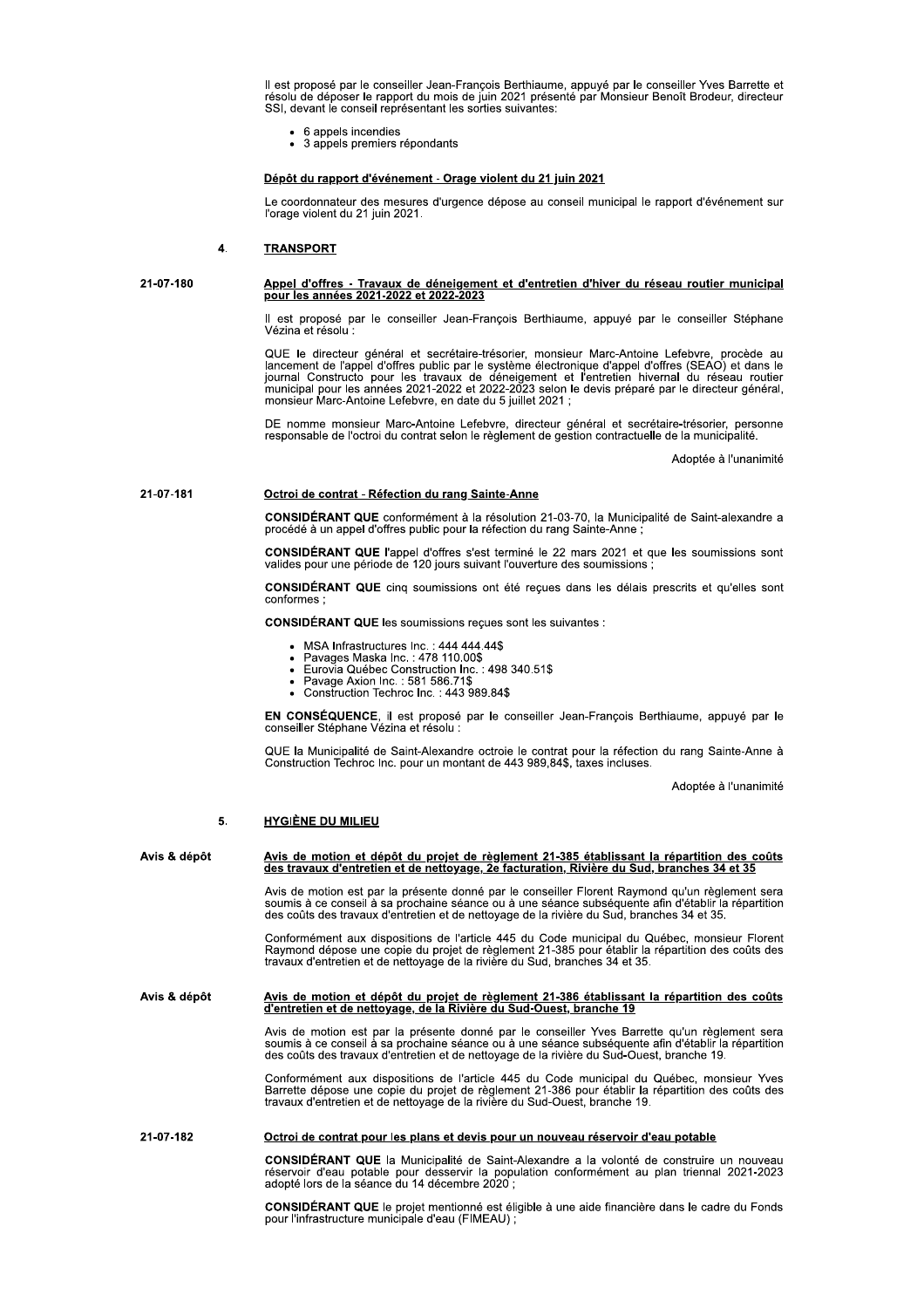Il est proposé par le conseiller Jean-François Berthiaume, appuyé par le conseiller Yves Barrette et résolu de déposer le rapport du mois de juin 2021 présenté par Monsieur Benoît Brodeur, directeur SSI, devant le conseil représentant les sorties suivantes:

- 6 appels incendies
- 3 appels premiers répondants

**Dépôt du rapport d'événement - Orage violent du 21 juin 2021**

Le coordonnateur des mesures d'urgence dépose au conseil municipal le rapport d'événement sur l'orage violent du 21 juin 2021.

## 4. TRANSPORT

**21-07-180**

**Appel d'offres - Travaux de déneigement et d'entretien d'hiver du réseau routier municipal pour les années 2021-2022 et 2022-2023**

Il est proposé par le conseiller Jean-François Berthiaume, appuyé par le conseiller Stéphane Vézina et résolu :

QUE le directeur général et secrétaire-trésorier, monsieur Marc-Antoine Lefebvre, procède au lancement de l'appel d'offres public par le système électronique d'appel d'offres (SEAO) et dans le journal Constructo pour les travaux de déneigement et l'entretien hivernal du réseau routier municipal pour les années 2021-2022 et 2022-2023 selon le devis préparé par le directeur général, monsieur Marc-Antoine Lefebvre, en date du 5 juillet 2021 ;

DE nomme monsieur Marc-Antoine Lefebvre, directeur général et secrétaire-trésorier, personne responsable de l'octroi du contrat selon le règlement de gestion contractuelle de la municipalité.

Adoptée à l'unanimité

**21-07-181**

**Octroi de contrat - Réfection du rang Sainte-Anne**

**CONSIDÉRANT QUE** conformément à la résolution 21-03-70, la Municipalité de Saint-alexandre a procédé à un appel d'offres public pour la réfection du rang Sainte-Anne ;

**CONSIDÉRANT QUE** l'appel d'offres s'est terminé le 22 mars 2021 et que les soumissions sont valides pour une période de 120 jours suivant l'ouverture des soumissions ;

**CONSIDÉRANT QUE** cinq soumissions ont été reçues dans les délais prescrits et qu'elles sont conformes ;

**CONSIDÉRANT QUE** les soumissions reçues sont les suivantes :

- MSA Infrastructures Inc. : 444 444.44$
- Pavages Maska Inc. : 478 110.00$
- Eurovia Québec Construction Inc. : 498 340.51$
- Pavage Axion Inc. : 581 586.71$
- Construction Techroc Inc. : 443 989.84$

**EN CONSÉQUENCE**, il est proposé par le conseiller Jean-François Berthiaume, appuyé par le conseiller Stéphane Vézina et résolu :

QUE la Municipalité de Saint-Alexandre octroie le contrat pour la réfection du rang Sainte-Anne à Construction Techroc Inc. pour un montant de 443 989,84$, taxes incluses.

Adoptée à l'unanimité

## 5. HYGIÈNE DU MILIEU

**Avis & dépôt**

**Avis de motion et dépôt du projet de règlement 21-385 établissant la répartition des coûts des travaux d'entretien et de nettoyage, 2e facturation, Rivière du Sud, branches 34 et 35**

Avis de motion est par la présente donné par le conseiller Florent Raymond qu'un règlement sera soumis à ce conseil à sa prochaine séance ou à une séance subséquente afin d'établir la répartition des coûts des travaux d'entretien et de nettoyage de la rivière du Sud, branches 34 et 35.

Conformément aux dispositions de l'article 445 du Code municipal du Québec, monsieur Florent Raymond dépose une copie du projet de règlement 21-385 pour établir la répartition des coûts des travaux d'entretien et de nettoyage de la rivière du Sud, branches 34 et 35.

**Avis & dépôt**

**Avis de motion et dépôt du projet de règlement 21-386 établissant la répartition des coûts d'entretien et de nettoyage, de la Rivière du Sud-Ouest, branche 19**

Avis de motion est par la présente donné par le conseiller Yves Barrette qu'un règlement sera soumis à ce conseil à sa prochaine séance ou à une séance subséquente afin d'établir la répartition des coûts des travaux d'entretien et de nettoyage de la rivière du Sud-Ouest, branche 19.

Conformément aux dispositions de l'article 445 du Code municipal du Québec, monsieur Yves Barrette dépose une copie du projet de règlement 21-386 pour établir la répartition des coûts des travaux d'entretien et de nettoyage de la rivière du Sud-Ouest, branche 19.

**21-07-182**

**Octroi de contrat pour les plans et devis pour un nouveau réservoir d'eau potable**

**CONSIDÉRANT QUE** la Municipalité de Saint-Alexandre a la volonté de construire un nouveau réservoir d'eau potable pour desservir la population conformément au plan triennal 2021-2023 adopté lors de la séance du 14 décembre 2020 ;

**CONSIDÉRANT QUE** le projet mentionné est éligible à une aide financière dans le cadre du Fonds pour l'infrastructure municipale d'eau (FIMEAU) ;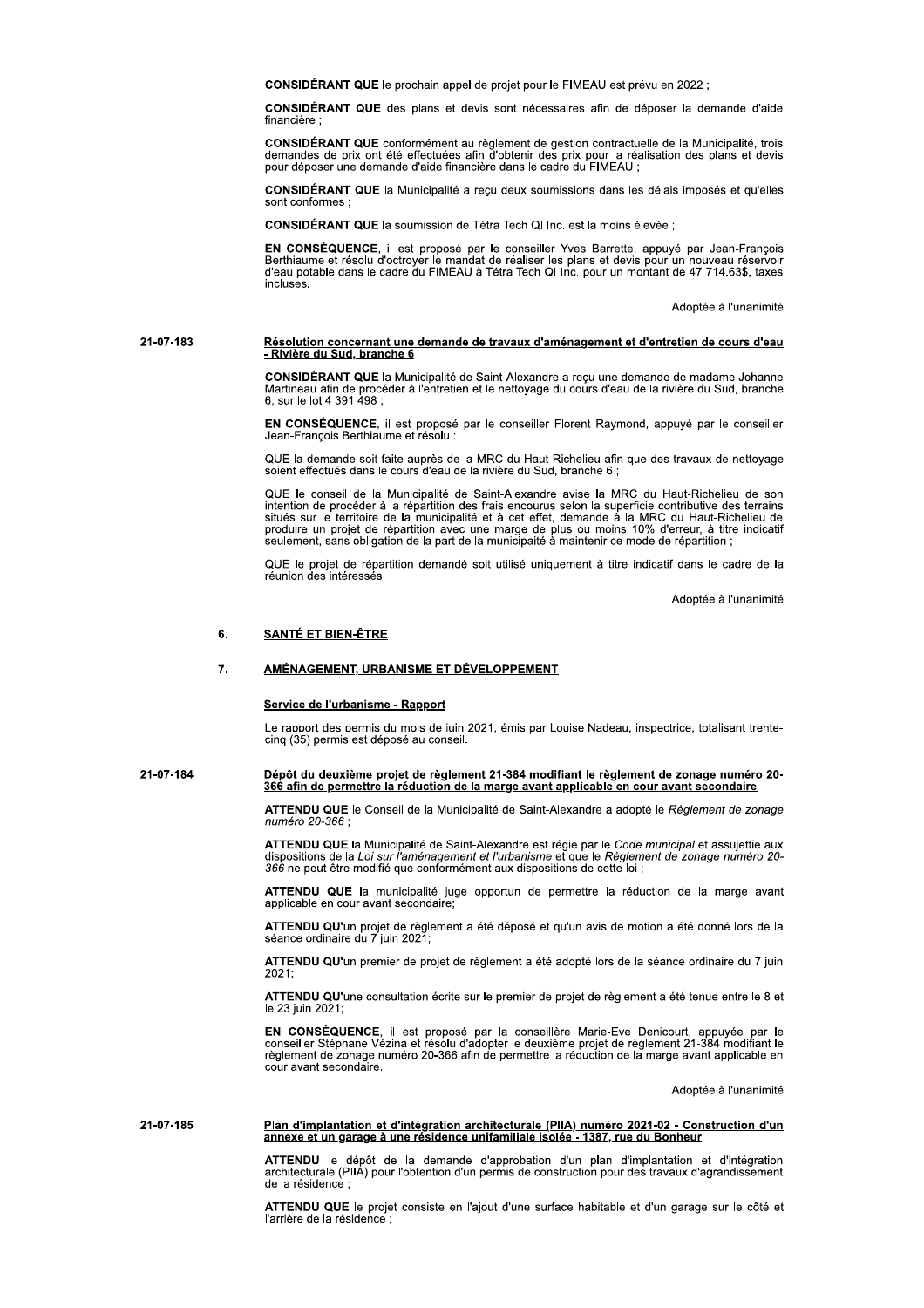**CONSIDÉRANT QUE** le prochain appel de projet pour le FIMEAU est prévu en 2022 ;

**CONSIDÉRANT QUE** des plans et devis sont nécessaires afin de déposer la demande d'aide financière ;

**CONSIDÉRANT QUE** conformément au règlement de gestion contractuelle de la Municipalité, trois demandes de prix ont été effectuées afin d'obtenir des prix pour la réalisation des plans et devis pour déposer une demande d'aide financière dans le cadre du FIMEAU ;

**CONSIDÉRANT QUE** la Municipalité a reçu deux soumissions dans les délais imposés et qu'elles sont conformes ;

**CONSIDÉRANT QUE** la soumission de Tétra Tech QI Inc. est la moins élevée ;

**EN CONSÉQUENCE**, il est proposé par le conseiller Yves Barrette, appuyé par Jean-François Berthiaume et résolu d'octroyer le mandat de réaliser les plans et devis pour un nouveau réservoir d'eau potable dans le cadre du FIMEAU à Tétra Tech QI Inc. pour un montant de 47 714.63$, taxes incluses.

Adoptée à l'unanimité

**21-07-183**

**<u>Résolution concernant une demande de travaux d'aménagement et d'entretien de cours d'eau - Rivière du Sud, branche 6</u>**

**CONSIDÉRANT QUE** la Municipalité de Saint-Alexandre a reçu une demande de madame Johanne Martineau afin de procéder à l'entretien et le nettoyage du cours d'eau de la rivière du Sud, branche 6, sur le lot 4 391 498 ;

**EN CONSÉQUENCE**, il est proposé par le conseiller Florent Raymond, appuyé par le conseiller Jean-François Berthiaume et résolu :

QUE la demande soit faite auprès de la MRC du Haut-Richelieu afin que des travaux de nettoyage soient effectués dans le cours d'eau de la rivière du Sud, branche 6 ;

QUE le conseil de la Municipalité de Saint-Alexandre avise la MRC du Haut-Richelieu de son intention de procéder à la répartition des frais encourus selon la superficie contributive des terrains situés sur le territoire de la municipalité et à cet effet, demande à la MRC du Haut-Richelieu de produire un projet de répartition avec une marge de plus ou moins 10% d'erreur, à titre indicatif seulement, sans obligation de la part de la municipaité à maintenir ce mode de répartition ;

QUE le projet de répartition demandé soit utilisé uniquement à titre indicatif dans le cadre de la réunion des intéressés.

Adoptée à l'unanimité

## 6. <u>SANTÉ ET BIEN-ÊTRE</u>

## 7. <u>AMÉNAGEMENT, URBANISME ET DÉVELOPPEMENT</u>

**<u>Service de l'urbanisme - Rapport</u>**

Le rapport des permis du mois de juin 2021, émis par Louise Nadeau, inspectrice, totalisant trente-cinq (35) permis est déposé au conseil.

**21-07-184**

**<u>Dépôt du deuxième projet de règlement 21-384 modifiant le règlement de zonage numéro 20-366 afin de permettre la réduction de la marge avant applicable en cour avant secondaire</u>**

**ATTENDU QUE** le Conseil de la Municipalité de Saint-Alexandre a adopté le *Règlement de zonage numéro 20-366* ;

**ATTENDU QUE** la Municipalité de Saint-Alexandre est régie par le *Code municipal* et assujettie aux dispositions de la *Loi sur l'aménagement et l'urbanisme* et que le *Règlement de zonage numéro 20-366* ne peut être modifié que conformément aux dispositions de cette loi ;

**ATTENDU QUE** la municipalité juge opportun de permettre la réduction de la marge avant applicable en cour avant secondaire;

**ATTENDU QU'**un projet de règlement a été déposé et qu'un avis de motion a été donné lors de la séance ordinaire du 7 juin 2021;

**ATTENDU QU'**un premier de projet de règlement a été adopté lors de la séance ordinaire du 7 juin 2021;

**ATTENDU QU'**une consultation écrite sur le premier de projet de règlement a été tenue entre le 8 et le 23 juin 2021;

**EN CONSÉQUENCE**, il est proposé par la conseillère Marie-Eve Denicourt, appuyée par le conseiller Stéphane Vézina et résolu d'adopter le deuxième projet de règlement 21-384 modifiant le règlement de zonage numéro 20-366 afin de permettre la réduction de la marge avant applicable en cour avant secondaire.

Adoptée à l'unanimité

**21-07-185**

**<u>Plan d'implantation et d'intégration architecturale (PIIA) numéro 2021-02 - Construction d'un annexe et un garage à une résidence unifamiliale isolée - 1387, rue du Bonheur</u>**

**ATTENDU** le dépôt de la demande d'approbation d'un plan d'implantation et d'intégration architecturale (PIIA) pour l'obtention d'un permis de construction pour des travaux d'agrandissement de la résidence ;

**ATTENDU QUE** le projet consiste en l'ajout d'une surface habitable et d'un garage sur le côté et l'arrière de la résidence ;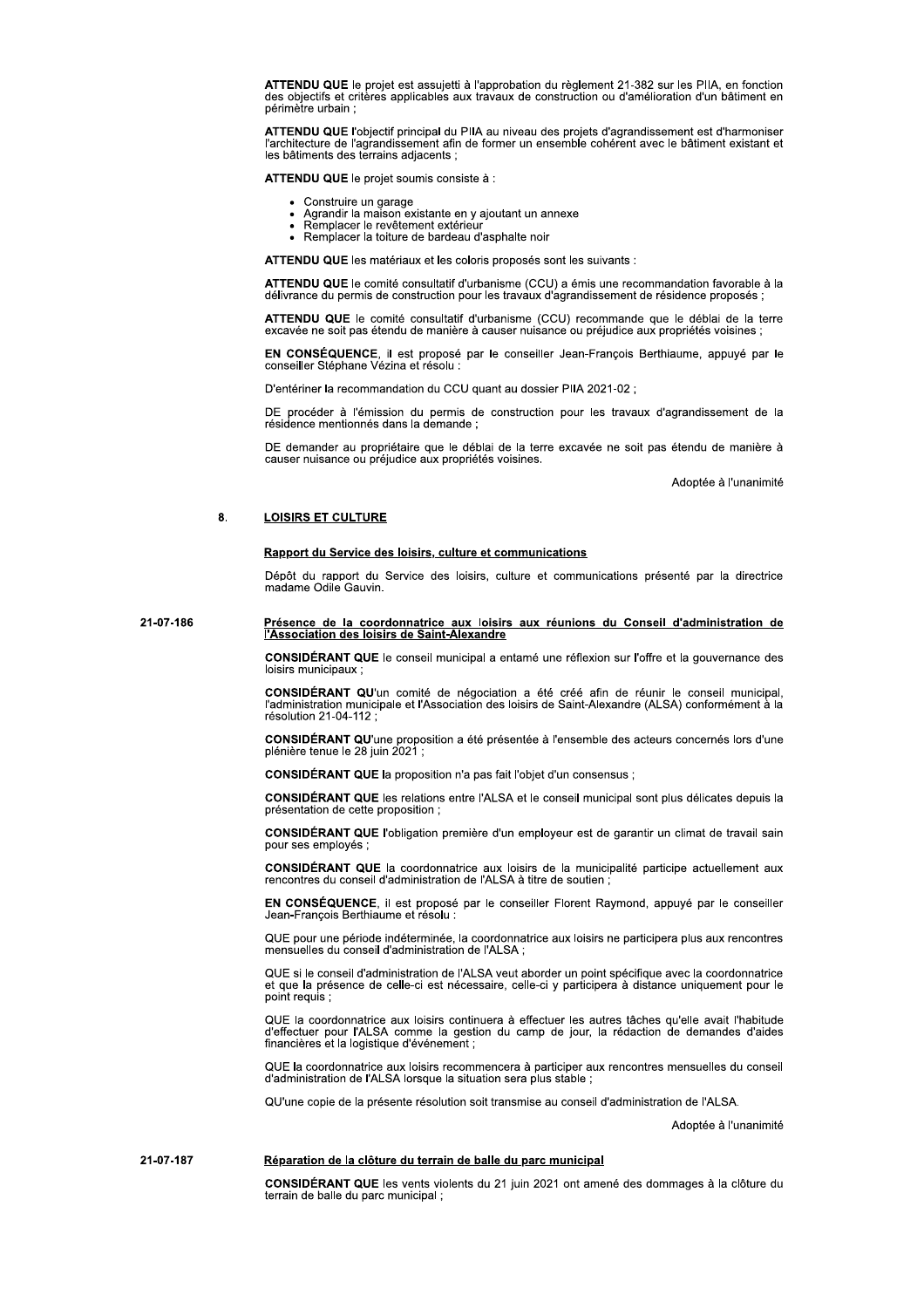**ATTENDU QUE** le projet est assujetti à l'approbation du règlement 21-382 sur les PIIA, en fonction des objectifs et critères applicables aux travaux de construction ou d'amélioration d'un bâtiment en périmètre urbain ;

**ATTENDU QUE** l'objectif principal du PIIA au niveau des projets d'agrandissement est d'harmoniser l'architecture de l'agrandissement afin de former un ensemble cohérent avec le bâtiment existant et les bâtiments des terrains adjacents ;

**ATTENDU QUE** le projet soumis consiste à :

- Construire un garage
- Agrandir la maison existante en y ajoutant un annexe
- Remplacer le revêtement extérieur
- Remplacer la toiture de bardeau d'asphalte noir

**ATTENDU QUE** les matériaux et les coloris proposés sont les suivants :

**ATTENDU QUE** le comité consultatif d'urbanisme (CCU) a émis une recommandation favorable à la délivrance du permis de construction pour les travaux d'agrandissement de résidence proposés ;

**ATTENDU QUE** le comité consultatif d'urbanisme (CCU) recommande que le déblai de la terre excavée ne soit pas étendu de manière à causer nuisance ou préjudice aux propriétés voisines ;

**EN CONSÉQUENCE**, il est proposé par le conseiller Jean-François Berthiaume, appuyé par le conseiller Stéphane Vézina et résolu :

D'entériner la recommandation du CCU quant au dossier PIIA 2021-02 ;

DE procéder à l'émission du permis de construction pour les travaux d'agrandissement de la résidence mentionnés dans la demande ;

DE demander au propriétaire que le déblai de la terre excavée ne soit pas étendu de manière à causer nuisance ou préjudice aux propriétés voisines.

Adoptée à l'unanimité

## 8. LOISIRS ET CULTURE

### Rapport du Service des loisirs, culture et communications

Dépôt du rapport du Service des loisirs, culture et communications présenté par la directrice madame Odile Gauvin.

### 21-07-186 Présence de la coordonnatrice aux loisirs aux réunions du Conseil d'administration de l'Association des loisirs de Saint-Alexandre

**CONSIDÉRANT QUE** le conseil municipal a entamé une réflexion sur l'offre et la gouvernance des loisirs municipaux ;

**CONSIDÉRANT QU**'un comité de négociation a été créé afin de réunir le conseil municipal, l'administration municipale et l'Association des loisirs de Saint-Alexandre (ALSA) conformément à la résolution 21-04-112 ;

**CONSIDÉRANT QU**'une proposition a été présentée à l'ensemble des acteurs concernés lors d'une plénière tenue le 28 juin 2021 ;

**CONSIDÉRANT QUE** la proposition n'a pas fait l'objet d'un consensus ;

**CONSIDÉRANT QUE** les relations entre l'ALSA et le conseil municipal sont plus délicates depuis la présentation de cette proposition ;

**CONSIDÉRANT QUE** l'obligation première d'un employeur est de garantir un climat de travail sain pour ses employés ;

**CONSIDÉRANT QUE** la coordonnatrice aux loisirs de la municipalité participe actuellement aux rencontres du conseil d'administration de l'ALSA à titre de soutien ;

**EN CONSÉQUENCE**, il est proposé par le conseiller Florent Raymond, appuyé par le conseiller Jean-François Berthiaume et résolu :

QUE pour une période indéterminée, la coordonnatrice aux loisirs ne participera plus aux rencontres mensuelles du conseil d'administration de l'ALSA ;

QUE si le conseil d'administration de l'ALSA veut aborder un point spécifique avec la coordonnatrice et que la présence de celle-ci est nécessaire, celle-ci y participera à distance uniquement pour le point requis ;

QUE la coordonnatrice aux loisirs continuera à effectuer les autres tâches qu'elle avait l'habitude d'effectuer pour l'ALSA comme la gestion du camp de jour, la rédaction de demandes d'aides financières et la logistique d'événement ;

QUE la coordonnatrice aux loisirs recommencera à participer aux rencontres mensuelles du conseil d'administration de l'ALSA lorsque la situation sera plus stable ;

QU'une copie de la présente résolution soit transmise au conseil d'administration de l'ALSA.

Adoptée à l'unanimité

### 21-07-187 Réparation de la clôture du terrain de balle du parc municipal

**CONSIDÉRANT QUE** les vents violents du 21 juin 2021 ont amené des dommages à la clôture du terrain de balle du parc municipal ;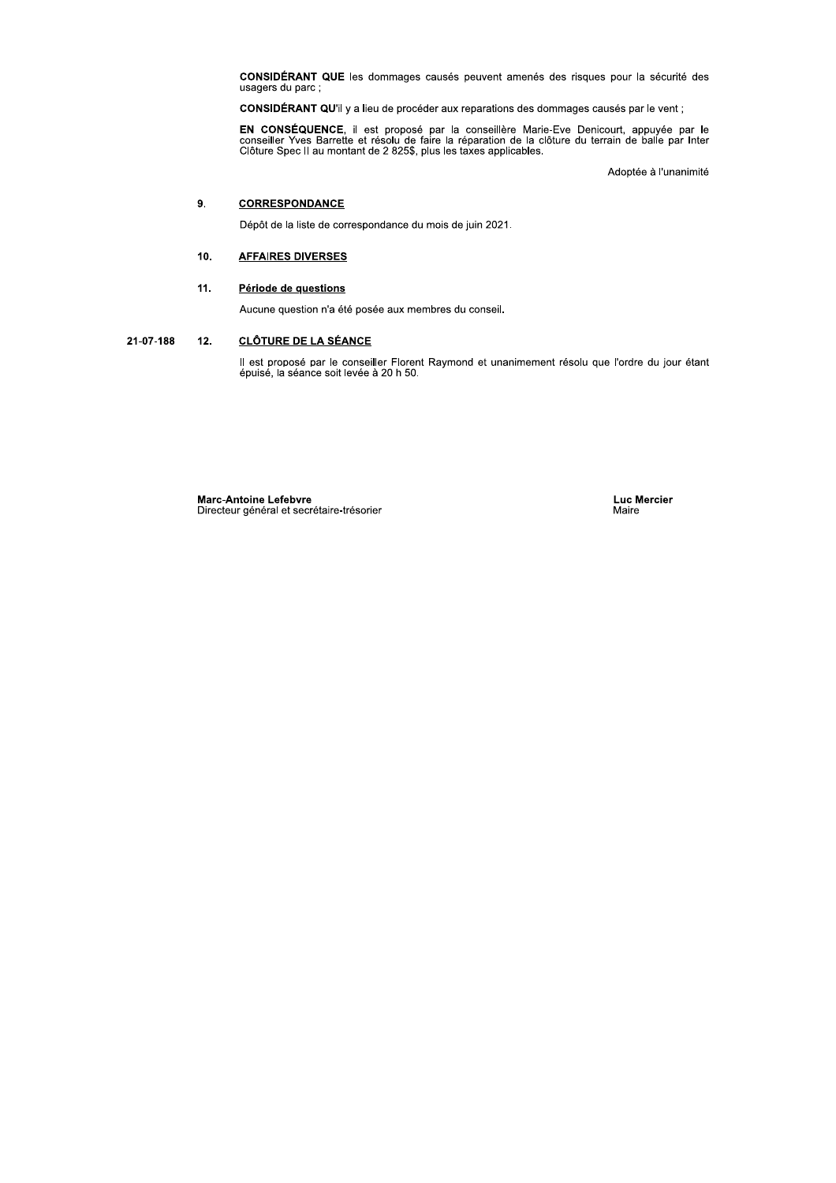**CONSIDÉRANT QUE** les dommages causés peuvent amenés des risques pour la sécurité des usagers du parc ;

**CONSIDÉRANT QU'**il y a lieu de procéder aux reparations des dommages causés par le vent ;

**EN CONSÉQUENCE**, il est proposé par la conseillère Marie-Eve Denicourt, appuyée par le conseiller Yves Barrette et résolu de faire la réparation de la clôture du terrain de balle par Inter Clôture Spec II au montant de 2 825$, plus les taxes applicables.

Adoptée à l'unanimité

## 9. CORRESPONDANCE

Dépôt de la liste de correspondance du mois de juin 2021.

## 10. AFFAIRES DIVERSES

## 11. Période de questions

Aucune question n'a été posée aux membres du conseil.

## 21-07-188 12. CLÔTURE DE LA SÉANCE

Il est proposé par le conseiller Florent Raymond et unanimement résolu que l'ordre du jour étant épuisé, la séance soit levée à 20 h 50.

**Marc-Antoine Lefebvre**
Directeur général et secrétaire-trésorier

**Luc Mercier**
Maire